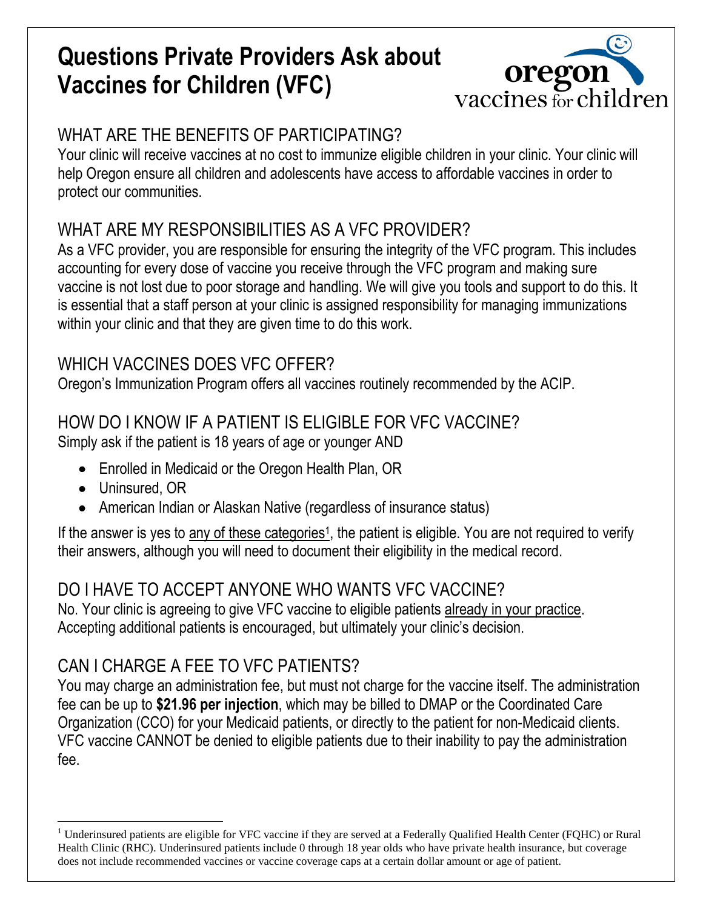# Questions Private Providers Ask about Vaccines for Children (VFC)

oregon vaccines for children

## WHAT ARE THE BENEFITS OF PARTICIPATING?

Your clinic will receive vaccines at no cost to immunize eligible children in your clinic. Your clinic will help Oregon ensure all children and adolescents have access to affordable vaccines in order to protect our communities.

## WHAT ARE MY RESPONSIBILITIES AS A VFC PROVIDER?

As a VFC provider, you are responsible for ensuring the integrity of the VFC program. This includes accounting for every dose of vaccine you receive through the VFC program and making sure vaccine is not lost due to poor storage and handling. We will give you tools and support to do this. It is essential that a staff person at your clinic is assigned responsibility for managing immunizations within your clinic and that they are given time to do this work.

## WHICH VACCINES DOES VFC OFFER?

Oregon's Immunization Program offers all vaccines routinely recommended by the ACIP.

## HOW DO I KNOW IF A PATIENT IS ELIGIBLE FOR VFC VACCINE?

Simply ask if the patient is 18 years of age or younger AND

- Enrolled in Medicaid or the Oregon Health Plan, OR
- Uninsured, OR
- American Indian or Alaskan Native (regardless of insurance status)

If the answer is yes to any of these categories[1], the patient is eligible. You are not required to verify their answers, although you will need to document their eligibility in the medical record.

## DO I HAVE TO ACCEPT ANYONE WHO WANTS VFC VACCINE?

No. Your clinic is agreeing to give VFC vaccine to eligible patients already in your practice. Accepting additional patients is encouraged, but ultimately your clinic's decision.

## CAN I CHARGE A FEE TO VFC PATIENTS?

You may charge an administration fee, but must not charge for the vaccine itself. The administration fee can be up to **$21.96 per injection**, which may be billed to DMAP or the Coordinated Care Organization (CCO) for your Medicaid patients, or directly to the patient for non-Medicaid clients. VFC vaccine CANNOT be denied to eligible patients due to their inability to pay the administration fee.

---

[1] Underinsured patients are eligible for VFC vaccine if they are served at a Federally Qualified Health Center (FQHC) or Rural Health Clinic (RHC). Underinsured patients include 0 through 18 year olds who have private health insurance, but coverage does not include recommended vaccines or vaccine coverage caps at a certain dollar amount or age of patient.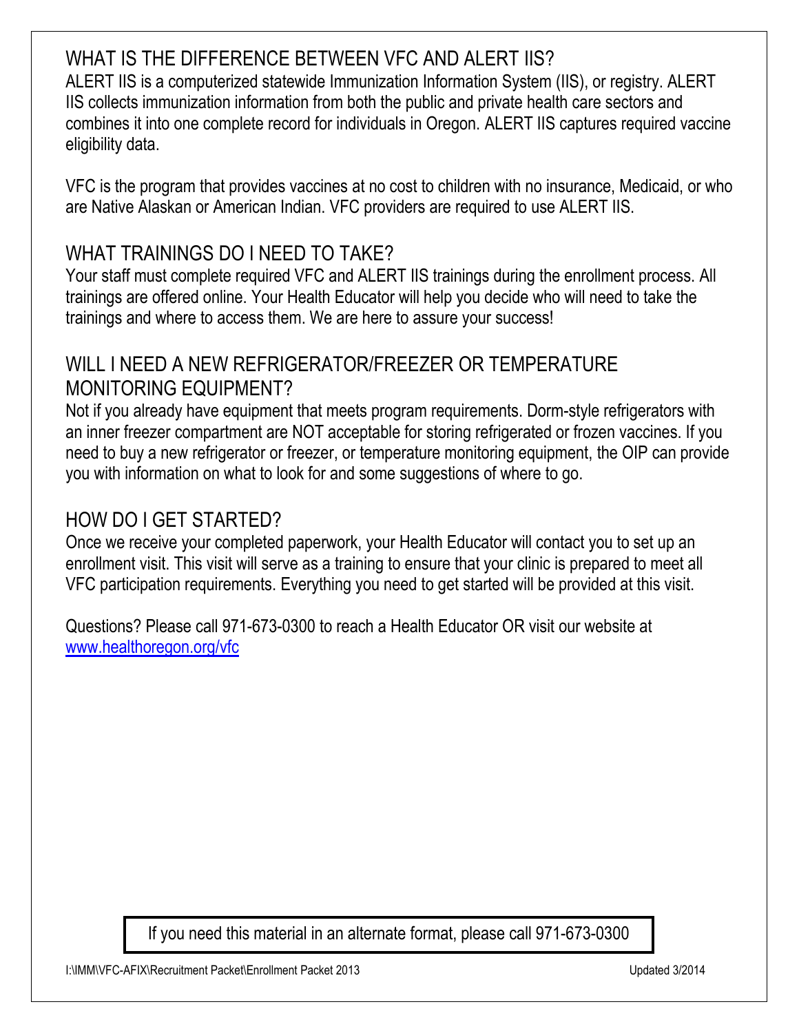## WHAT IS THE DIFFERENCE BETWEEN VFC AND ALERT IIS?

ALERT IIS is a computerized statewide Immunization Information System (IIS), or registry. ALERT IIS collects immunization information from both the public and private health care sectors and combines it into one complete record for individuals in Oregon. ALERT IIS captures required vaccine eligibility data.

VFC is the program that provides vaccines at no cost to children with no insurance, Medicaid, or who are Native Alaskan or American Indian. VFC providers are required to use ALERT IIS.

## WHAT TRAININGS DO I NEED TO TAKE?

Your staff must complete required VFC and ALERT IIS trainings during the enrollment process. All trainings are offered online. Your Health Educator will help you decide who will need to take the trainings and where to access them. We are here to assure your success!

## WILL I NEED A NEW REFRIGERATOR/FREEZER OR TEMPERATURE MONITORING EQUIPMENT?

Not if you already have equipment that meets program requirements. Dorm-style refrigerators with an inner freezer compartment are NOT acceptable for storing refrigerated or frozen vaccines. If you need to buy a new refrigerator or freezer, or temperature monitoring equipment, the OIP can provide you with information on what to look for and some suggestions of where to go.

## HOW DO I GET STARTED?

Once we receive your completed paperwork, your Health Educator will contact you to set up an enrollment visit. This visit will serve as a training to ensure that your clinic is prepared to meet all VFC participation requirements. Everything you need to get started will be provided at this visit.

Questions? Please call 971-673-0300 to reach a Health Educator OR visit our website at [www.healthoregon.org/vfc](http://www.healthoregon.org/vfc)

If you need this material in an alternate format, please call 971-673-0300

I:\IMM\VFC-AFIX\Recruitment Packet\Enrollment Packet 2013 Updated 3/2014